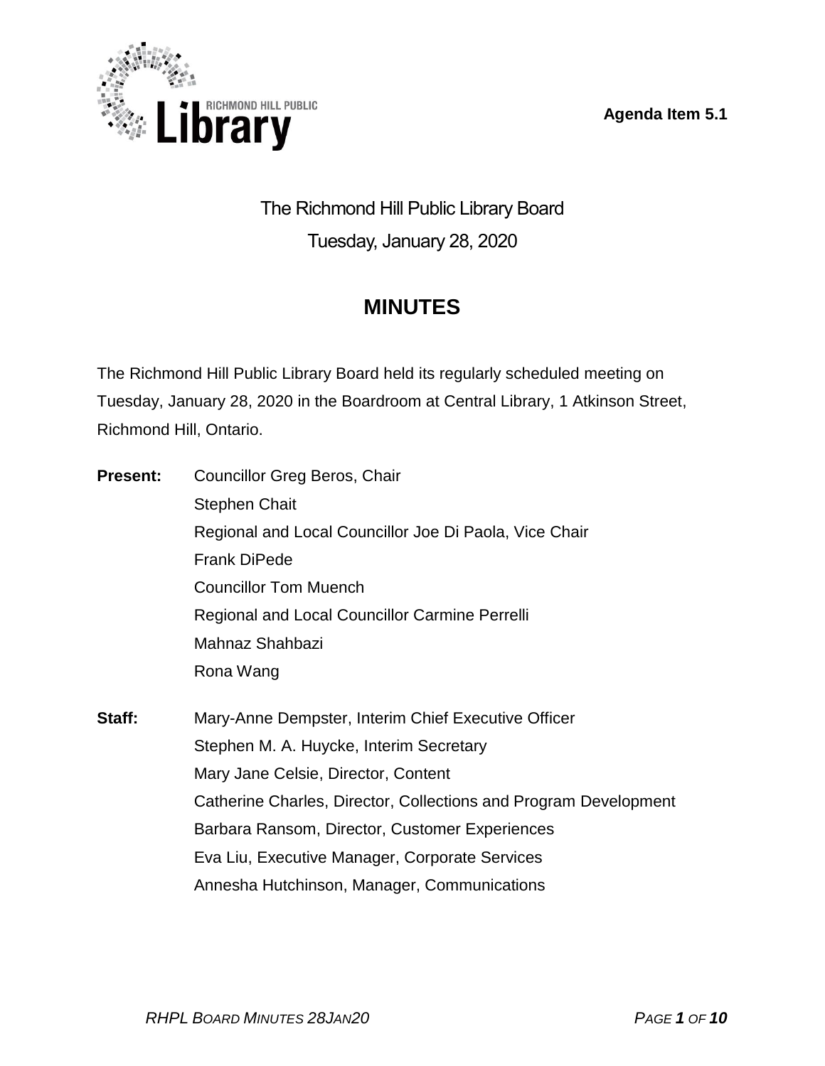Agenda Item 5.1

# The Richmond Hill Public Library Board

Tuesday, January 28, 2020

## MINUTES

The Richmond Hill Public Library Board held its regularly scheduled meeting on Tuesday, January 28, 2020 in the Boardroom at Central Library, 1 Atkinson Street, Richmond Hill, Ontario.

**Present:**
Councillor Greg Beros, Chair
Stephen Chait
Regional and Local Councillor Joe Di Paola, Vice Chair
Frank DiPede
Councillor Tom Muench
Regional and Local Councillor Carmine Perrelli
Mahnaz Shahbazi
Rona Wang

**Staff:**
Mary-Anne Dempster, Interim Chief Executive Officer
Stephen M. A. Huycke, Interim Secretary
Mary Jane Celsie, Director, Content
Catherine Charles, Director, Collections and Program Development
Barbara Ransom, Director, Customer Experiences
Eva Liu, Executive Manager, Corporate Services
Annesha Hutchinson, Manager, Communications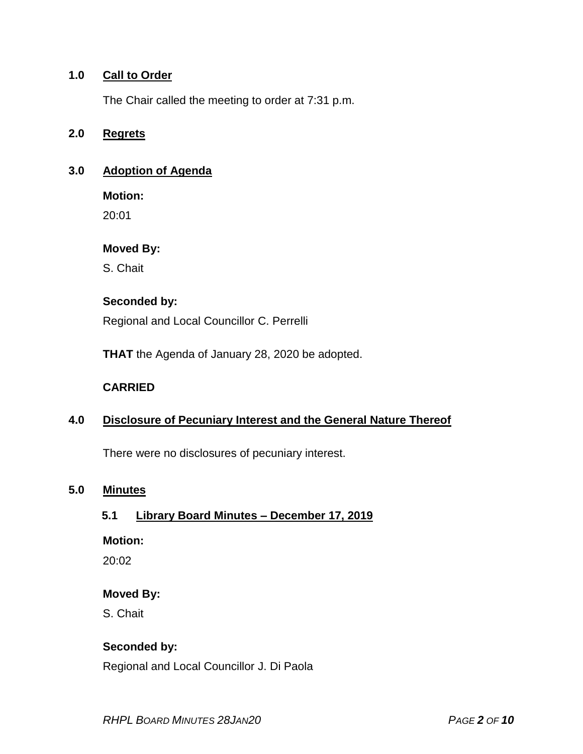## 1.0 Call to Order

The Chair called the meeting to order at 7:31 p.m.

## 2.0 Regrets

## 3.0 Adoption of Agenda

**Motion:**

20:01

**Moved By:**

S. Chait

**Seconded by:**

Regional and Local Councillor C. Perrelli

**THAT** the Agenda of January 28, 2020 be adopted.

**CARRIED**

## 4.0 Disclosure of Pecuniary Interest and the General Nature Thereof

There were no disclosures of pecuniary interest.

## 5.0 Minutes

### 5.1 Library Board Minutes – December 17, 2019

**Motion:**

20:02

**Moved By:**

S. Chait

**Seconded by:**

Regional and Local Councillor J. Di Paola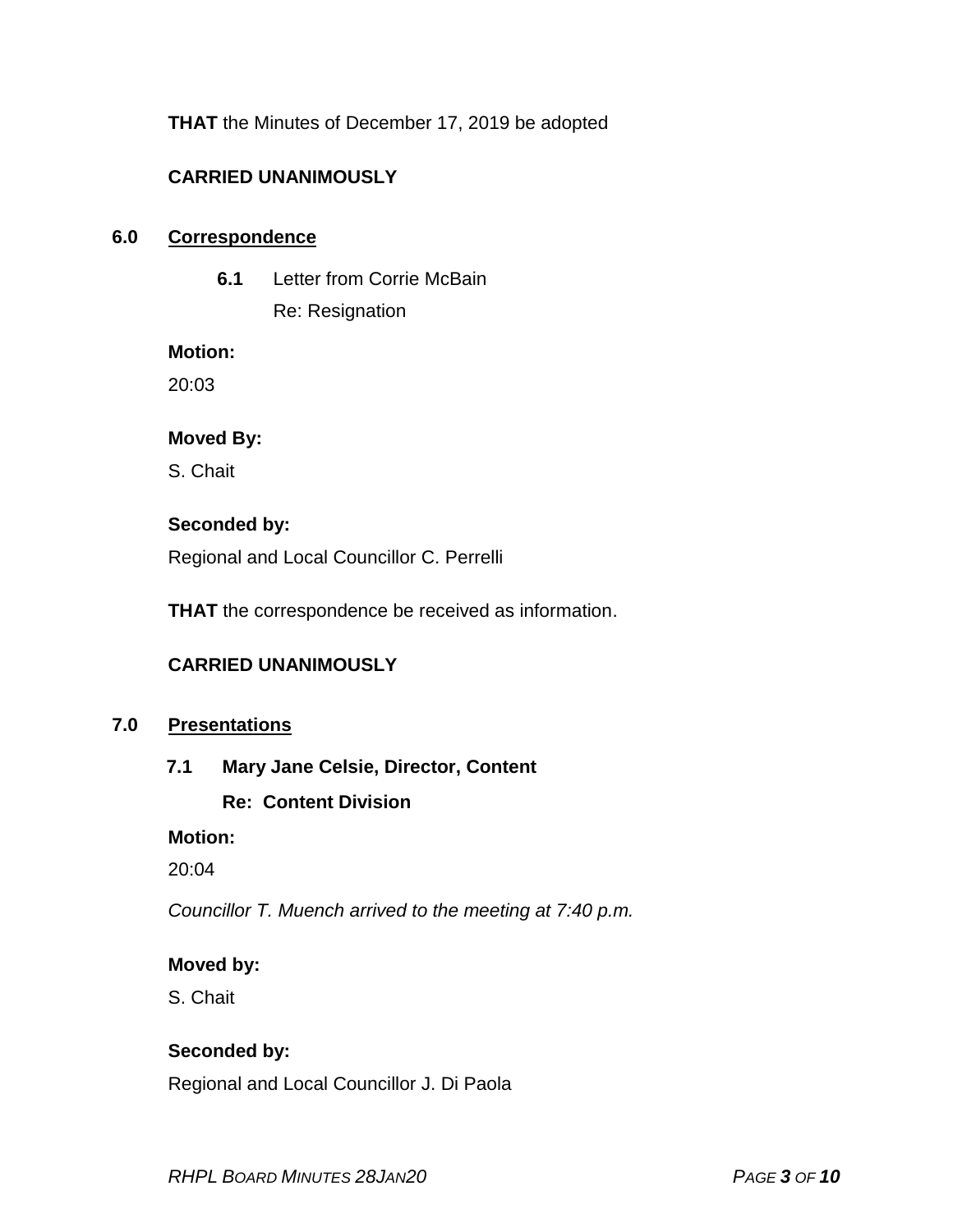**THAT** the Minutes of December 17, 2019 be adopted

**CARRIED UNANIMOUSLY**

## 6.0 Correspondence

**6.1** Letter from Corrie McBain
Re: Resignation

**Motion:**

20:03

**Moved By:**

S. Chait

**Seconded by:**

Regional and Local Councillor C. Perrelli

**THAT** the correspondence be received as information.

**CARRIED UNANIMOUSLY**

## 7.0 Presentations

**7.1 Mary Jane Celsie, Director, Content**
**Re: Content Division**

**Motion:**

20:04

*Councillor T. Muench arrived to the meeting at 7:40 p.m.*

**Moved by:**

S. Chait

**Seconded by:**

Regional and Local Councillor J. Di Paola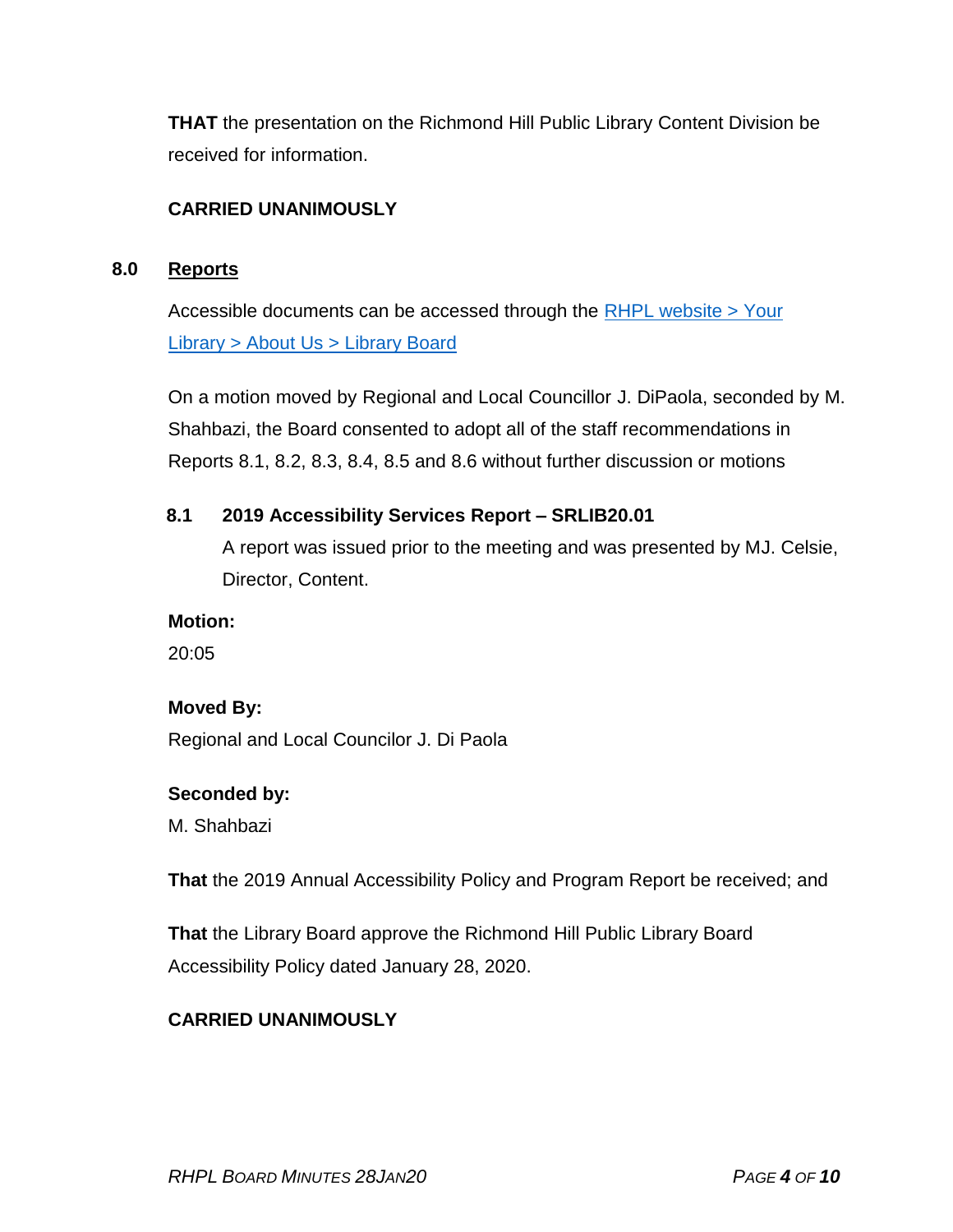**THAT** the presentation on the Richmond Hill Public Library Content Division be received for information.

**CARRIED UNANIMOUSLY**

## 8.0 Reports

Accessible documents can be accessed through the [RHPL website > Your Library > About Us > Library Board]

On a motion moved by Regional and Local Councillor J. DiPaola, seconded by M. Shahbazi, the Board consented to adopt all of the staff recommendations in Reports 8.1, 8.2, 8.3, 8.4, 8.5 and 8.6 without further discussion or motions

### 8.1 2019 Accessibility Services Report – SRLIB20.01

A report was issued prior to the meeting and was presented by MJ. Celsie, Director, Content.

**Motion:**

20:05

**Moved By:**

Regional and Local Councilor J. Di Paola

**Seconded by:**

M. Shahbazi

**That** the 2019 Annual Accessibility Policy and Program Report be received; and

**That** the Library Board approve the Richmond Hill Public Library Board Accessibility Policy dated January 28, 2020.

**CARRIED UNANIMOUSLY**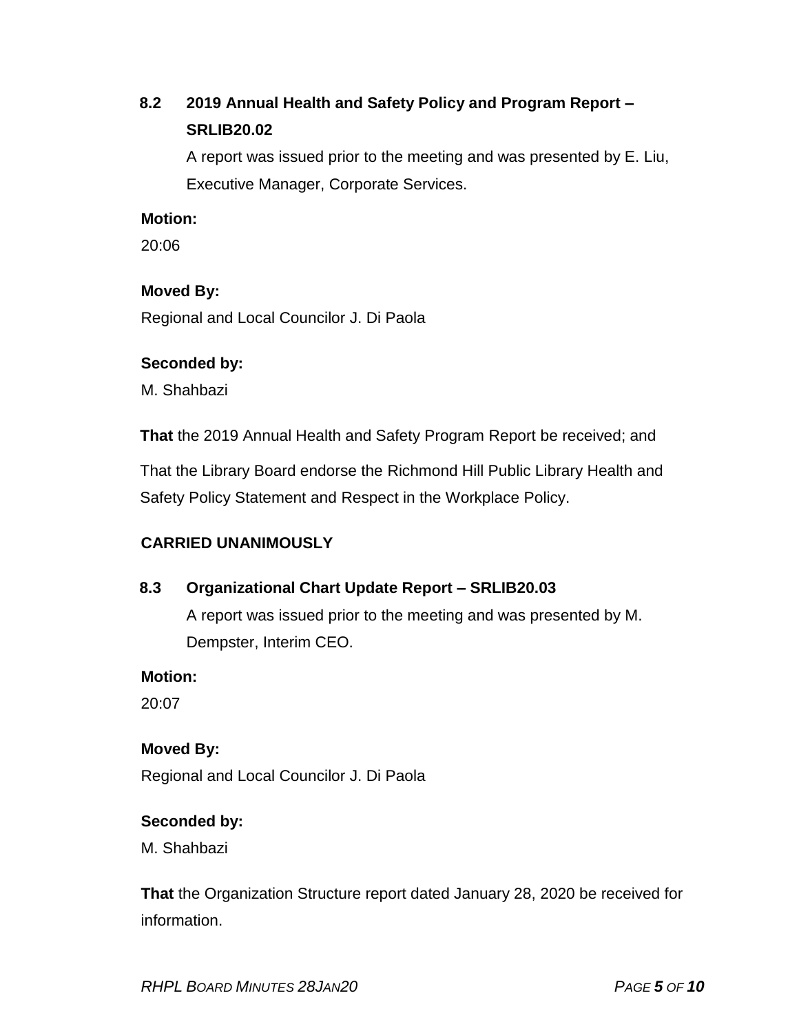### 8.2 2019 Annual Health and Safety Policy and Program Report – SRLIB20.02

A report was issued prior to the meeting and was presented by E. Liu, Executive Manager, Corporate Services.

**Motion:**

20:06

**Moved By:**

Regional and Local Councilor J. Di Paola

**Seconded by:**

M. Shahbazi

**That** the 2019 Annual Health and Safety Program Report be received; and

That the Library Board endorse the Richmond Hill Public Library Health and Safety Policy Statement and Respect in the Workplace Policy.

**CARRIED UNANIMOUSLY**

### 8.3 Organizational Chart Update Report – SRLIB20.03

A report was issued prior to the meeting and was presented by M. Dempster, Interim CEO.

**Motion:**

20:07

**Moved By:**

Regional and Local Councilor J. Di Paola

**Seconded by:**

M. Shahbazi

**That** the Organization Structure report dated January 28, 2020 be received for information.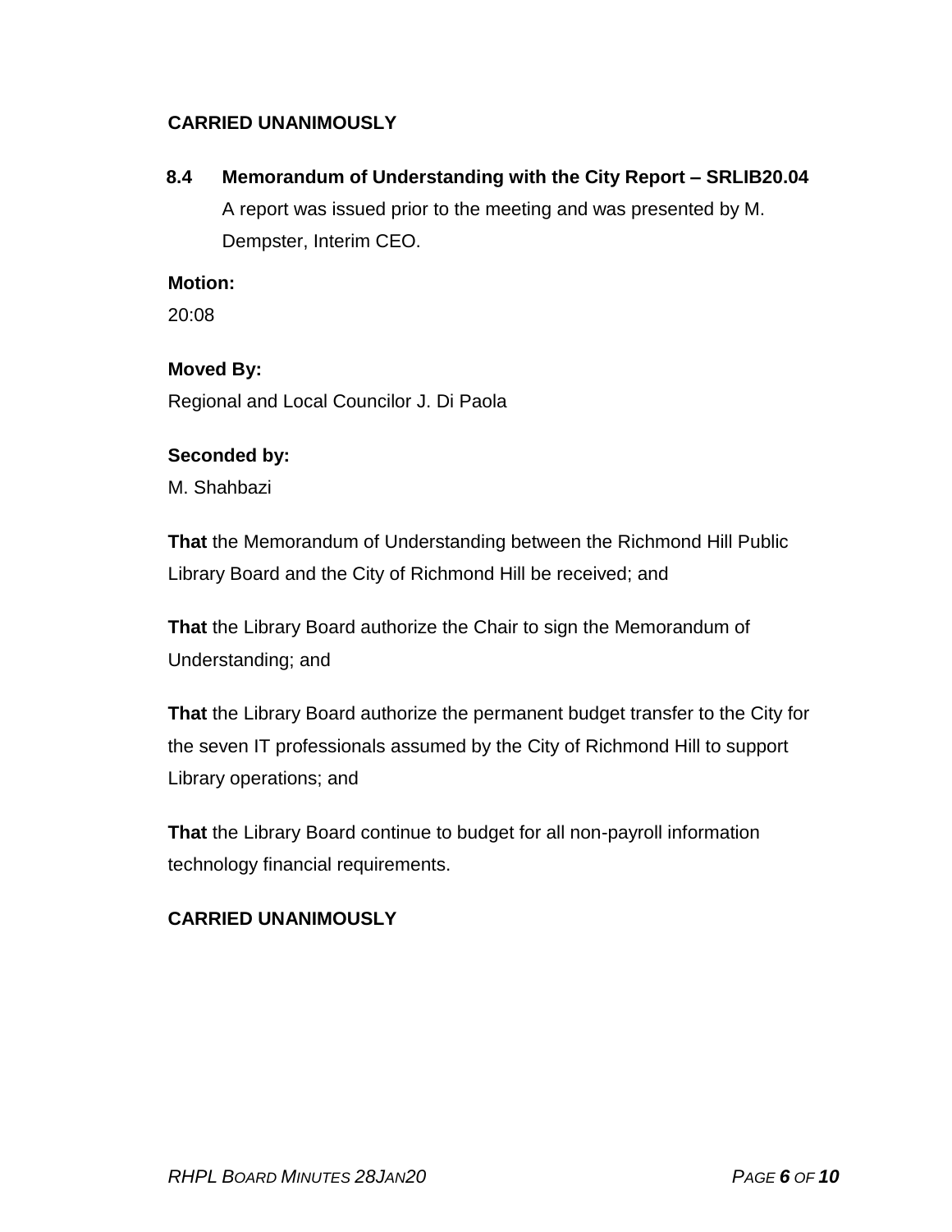**CARRIED UNANIMOUSLY**

**8.4 Memorandum of Understanding with the City Report – SRLIB20.04**

A report was issued prior to the meeting and was presented by M. Dempster, Interim CEO.

**Motion:**

20:08

**Moved By:**

Regional and Local Councilor J. Di Paola

**Seconded by:**

M. Shahbazi

**That** the Memorandum of Understanding between the Richmond Hill Public Library Board and the City of Richmond Hill be received; and

**That** the Library Board authorize the Chair to sign the Memorandum of Understanding; and

**That** the Library Board authorize the permanent budget transfer to the City for the seven IT professionals assumed by the City of Richmond Hill to support Library operations; and

**That** the Library Board continue to budget for all non-payroll information technology financial requirements.

**CARRIED UNANIMOUSLY**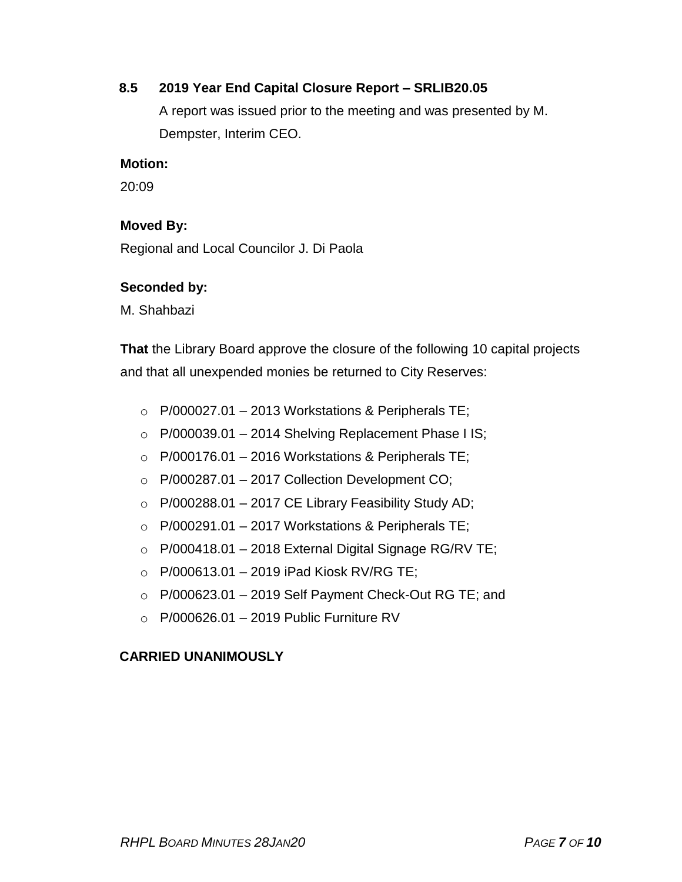### 8.5 2019 Year End Capital Closure Report – SRLIB20.05

A report was issued prior to the meeting and was presented by M. Dempster, Interim CEO.

**Motion:**

20:09

**Moved By:**

Regional and Local Councilor J. Di Paola

**Seconded by:**

M. Shahbazi

**That** the Library Board approve the closure of the following 10 capital projects and that all unexpended monies be returned to City Reserves:

- P/000027.01 – 2013 Workstations & Peripherals TE;
- P/000039.01 – 2014 Shelving Replacement Phase I IS;
- P/000176.01 – 2016 Workstations & Peripherals TE;
- P/000287.01 – 2017 Collection Development CO;
- P/000288.01 – 2017 CE Library Feasibility Study AD;
- P/000291.01 – 2017 Workstations & Peripherals TE;
- P/000418.01 – 2018 External Digital Signage RG/RV TE;
- P/000613.01 – 2019 iPad Kiosk RV/RG TE;
- P/000623.01 – 2019 Self Payment Check-Out RG TE; and
- P/000626.01 – 2019 Public Furniture RV

**CARRIED UNANIMOUSLY**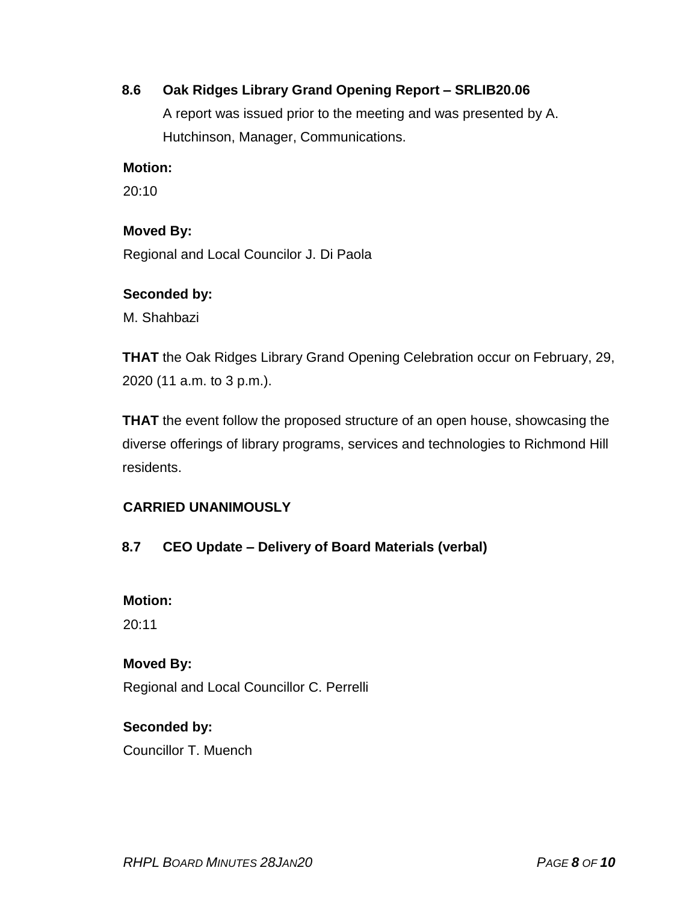### 8.6 Oak Ridges Library Grand Opening Report – SRLIB20.06

A report was issued prior to the meeting and was presented by A. Hutchinson, Manager, Communications.

**Motion:**

20:10

**Moved By:**

Regional and Local Councilor J. Di Paola

**Seconded by:**

M. Shahbazi

**THAT** the Oak Ridges Library Grand Opening Celebration occur on February, 29, 2020 (11 a.m. to 3 p.m.).

**THAT** the event follow the proposed structure of an open house, showcasing the diverse offerings of library programs, services and technologies to Richmond Hill residents.

**CARRIED UNANIMOUSLY**

### 8.7 CEO Update – Delivery of Board Materials (verbal)

**Motion:**

20:11

**Moved By:**

Regional and Local Councillor C. Perrelli

**Seconded by:**

Councillor T. Muench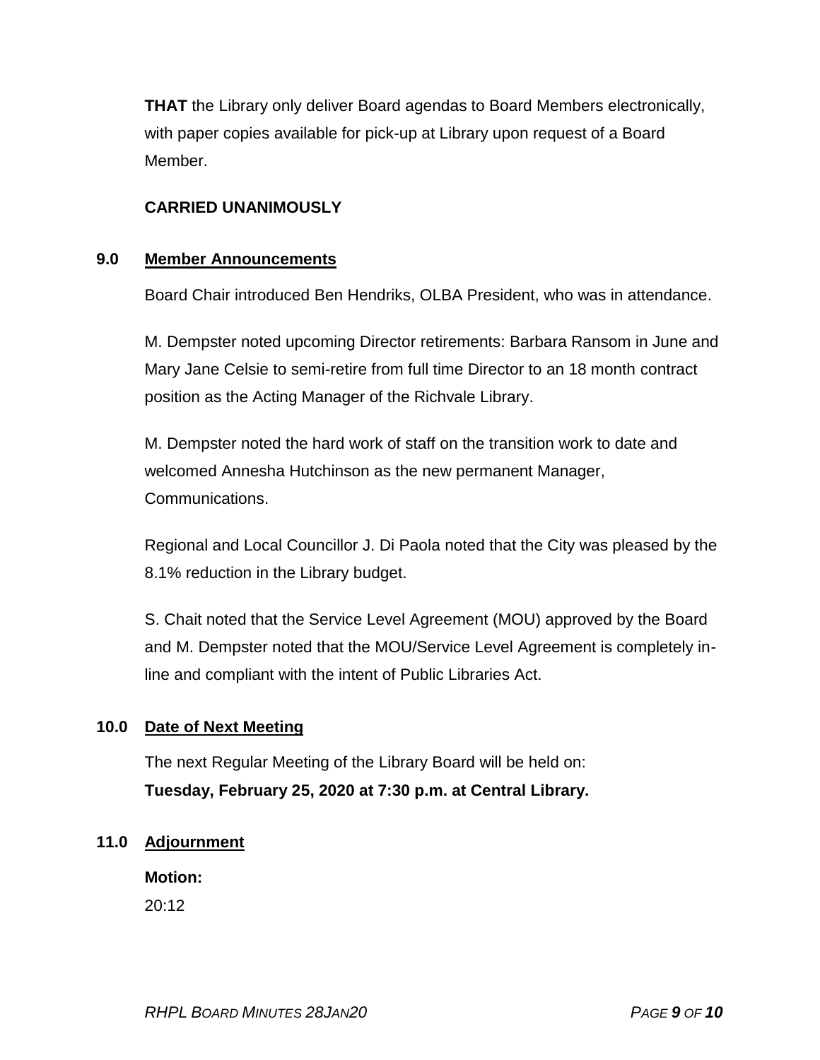**THAT** the Library only deliver Board agendas to Board Members electronically, with paper copies available for pick-up at Library upon request of a Board Member.

**CARRIED UNANIMOUSLY**

## 9.0 Member Announcements

Board Chair introduced Ben Hendriks, OLBA President, who was in attendance.

M. Dempster noted upcoming Director retirements: Barbara Ransom in June and Mary Jane Celsie to semi-retire from full time Director to an 18 month contract position as the Acting Manager of the Richvale Library.

M. Dempster noted the hard work of staff on the transition work to date and welcomed Annesha Hutchinson as the new permanent Manager, Communications.

Regional and Local Councillor J. Di Paola noted that the City was pleased by the 8.1% reduction in the Library budget.

S. Chait noted that the Service Level Agreement (MOU) approved by the Board and M. Dempster noted that the MOU/Service Level Agreement is completely in-line and compliant with the intent of Public Libraries Act.

## 10.0 Date of Next Meeting

The next Regular Meeting of the Library Board will be held on:
**Tuesday, February 25, 2020 at 7:30 p.m. at Central Library.**

## 11.0 Adjournment

**Motion:**
20:12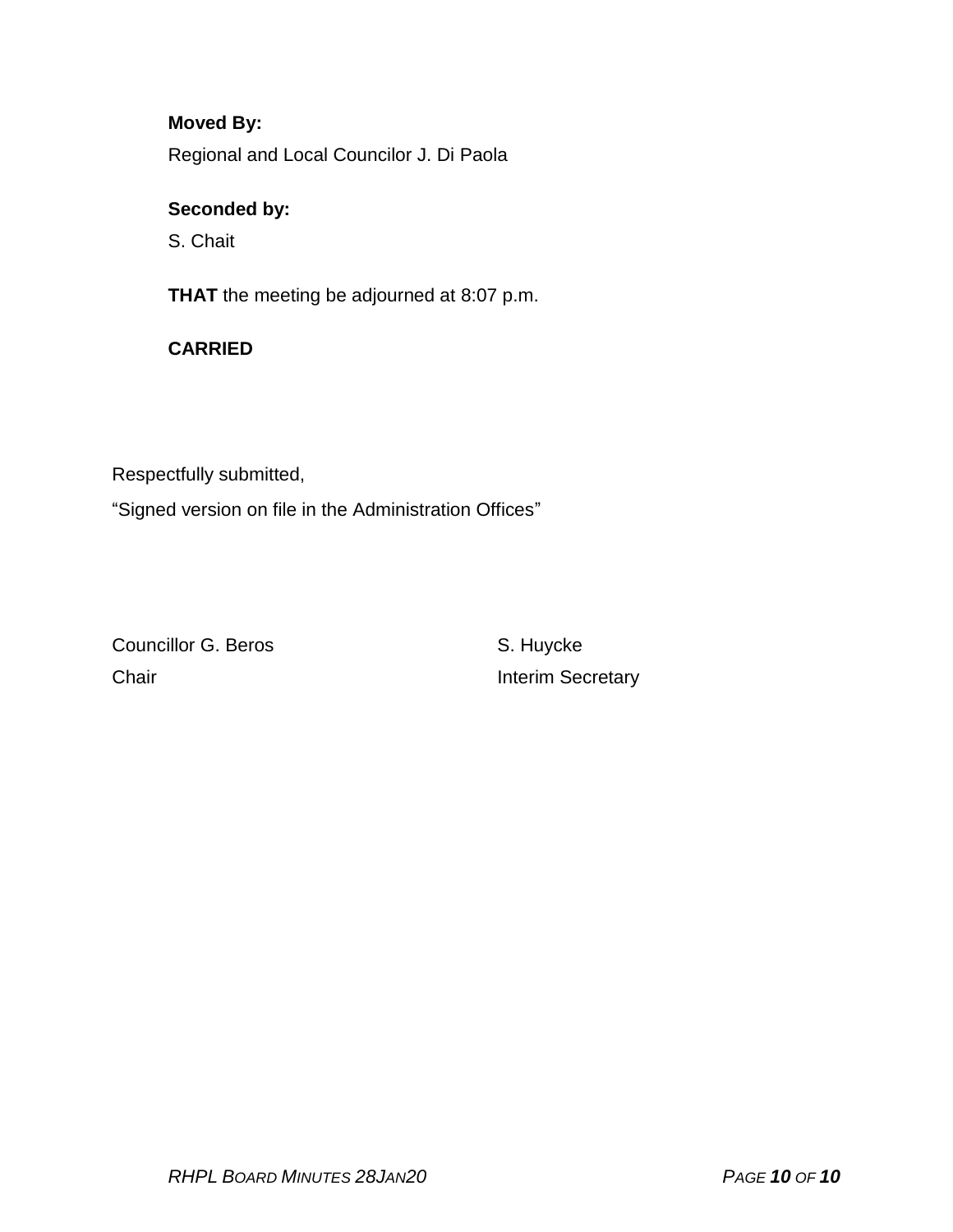**Moved By:**

Regional and Local Councilor J. Di Paola

**Seconded by:**

S. Chait

**THAT** the meeting be adjourned at 8:07 p.m.

**CARRIED**

Respectfully submitted,

“Signed version on file in the Administration Offices”

| | |
|---|---|
| Councillor G. Beros | S. Huycke |
| Chair | Interim Secretary |